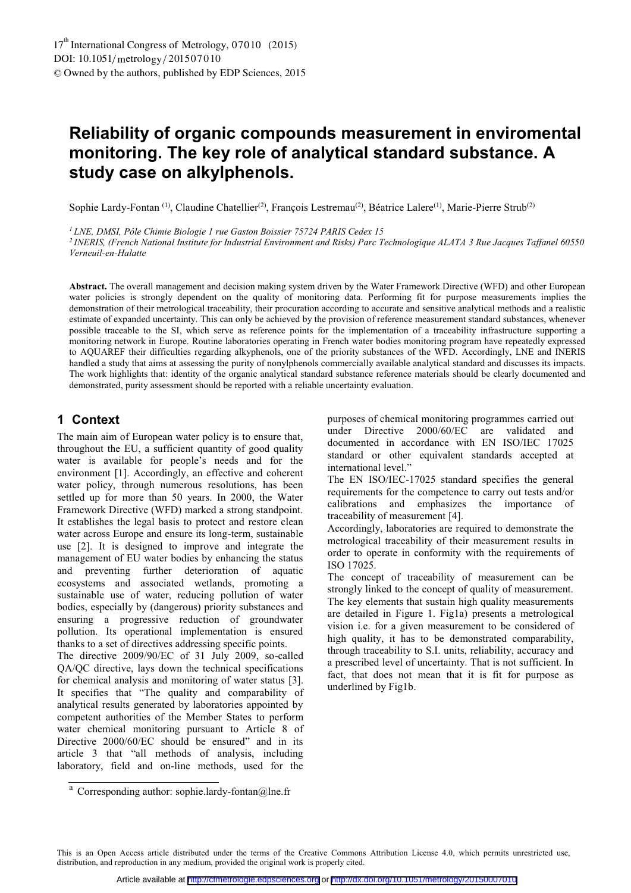# Reliability of organic compounds measurement in enviromental monitoring. The key role of analytical standard substance. A study case on alkylphenols.

Sophie Lardy-Fontan [1], Claudine Chatellier[2], François Lestremau[2], Béatrice Lalere[1], Marie-Pierre Strub[2]

*[1] LNE, DMSI, Pôle Chimie Biologie 1 rue Gaston Boissier 75724 PARIS Cedex 15*

*[2] INERIS, (French National Institute for Industrial Environment and Risks) Parc Technologique ALATA 3 Rue Jacques Taffanel 60550 Verneuil-en-Halatte*

**Abstract.** The overall management and decision making system driven by the Water Framework Directive (WFD) and other European water policies is strongly dependent on the quality of monitoring data. Performing fit for purpose measurements implies the demonstration of their metrological traceability, their procuration according to accurate and sensitive analytical methods and a realistic estimate of expanded uncertainty. This can only be achieved by the provision of reference measurement standard substances, whenever possible traceable to the SI, which serve as reference points for the implementation of a traceability infrastructure supporting a monitoring network in Europe. Routine laboratories operating in French water bodies monitoring program have repeatedly expressed to AQUAREF their difficulties regarding alkyphenols, one of the priority substances of the WFD. Accordingly, LNE and INERIS handled a study that aims at assessing the purity of nonylphenols commercially available analytical standard and discusses its impacts. The work highlights that: identity of the organic analytical standard substance reference materials should be clearly documented and demonstrated, purity assessment should be reported with a reliable uncertainty evaluation.

## 1 Context

The main aim of European water policy is to ensure that, throughout the EU, a sufficient quantity of good quality water is available for people's needs and for the environment [1]. Accordingly, an effective and coherent water policy, through numerous resolutions, has been settled up for more than 50 years. In 2000, the Water Framework Directive (WFD) marked a strong standpoint. It establishes the legal basis to protect and restore clean water across Europe and ensure its long-term, sustainable use [2]. It is designed to improve and integrate the management of EU water bodies by enhancing the status and preventing further deterioration of aquatic ecosystems and associated wetlands, promoting a sustainable use of water, reducing pollution of water bodies, especially by (dangerous) priority substances and ensuring a progressive reduction of groundwater pollution. Its operational implementation is ensured thanks to a set of directives addressing specific points.

The directive 2009/90/EC of 31 July 2009, so-called QA/QC directive, lays down the technical specifications for chemical analysis and monitoring of water status [3]. It specifies that "The quality and comparability of analytical results generated by laboratories appointed by competent authorities of the Member States to perform water chemical monitoring pursuant to Article 8 of Directive 2000/60/EC should be ensured" and in its article 3 that "all methods of analysis, including laboratory, field and on-line methods, used for the purposes of chemical monitoring programmes carried out under Directive 2000/60/EC are validated and documented in accordance with EN ISO/IEC 17025 standard or other equivalent standards accepted at international level."

The EN ISO/IEC-17025 standard specifies the general requirements for the competence to carry out tests and/or calibrations and emphasizes the importance of traceability of measurement [4].

Accordingly, laboratories are required to demonstrate the metrological traceability of their measurement results in order to operate in conformity with the requirements of ISO 17025.

The concept of traceability of measurement can be strongly linked to the concept of quality of measurement. The key elements that sustain high quality measurements are detailed in Figure 1. Fig1a) presents a metrological vision i.e. for a given measurement to be considered of high quality, it has to be demonstrated comparability, through traceability to S.I. units, reliability, accuracy and a prescribed level of uncertainty. That is not sufficient. In fact, that does not mean that it is fit for purpose as underlined by Fig1b.

[a] Corresponding author: sophie.lardy-fontan@lne.fr

This is an Open Access article distributed under the terms of the Creative Commons Attribution License 4.0, which permits unrestricted use, distribution, and reproduction in any medium, provided the original work is properly cited.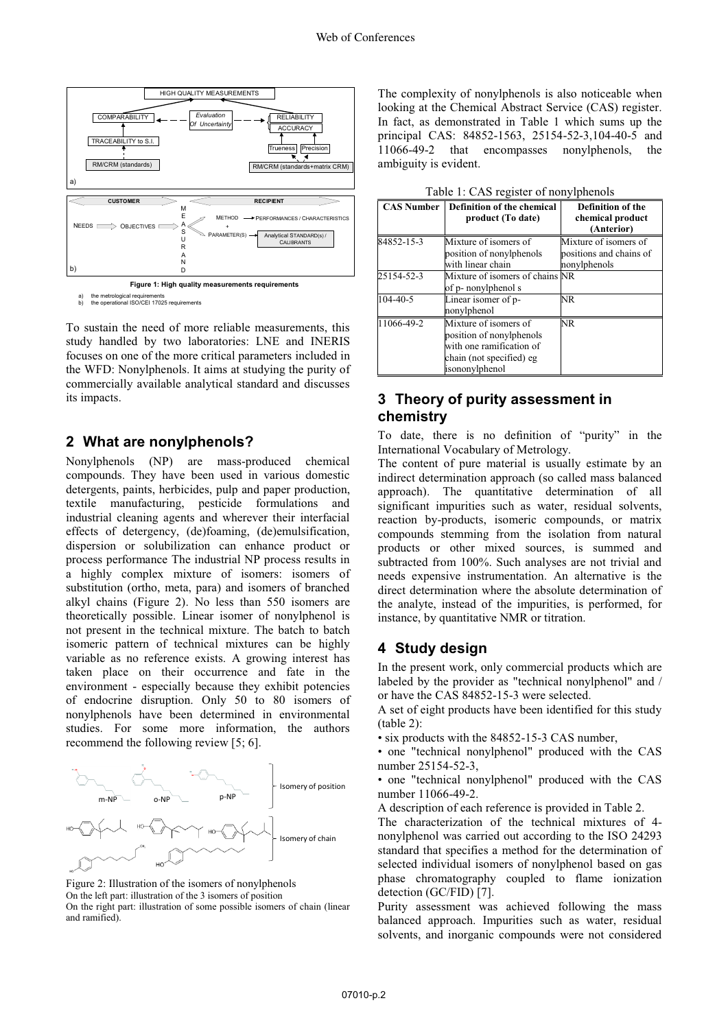Figure 1: High quality measurements requirements

a) the metrological requirements
b) the operational ISO/CEI 17025 requirements

To sustain the need of more reliable measurements, this study handled by two laboratories: LNE and INERIS focuses on one of the more critical parameters included in the WFD: Nonylphenols. It aims at studying the purity of commercially available analytical standard and discusses its impacts.

## 2 What are nonylphenols?

Nonylphenols (NP) are mass-produced chemical compounds. They have been used in various domestic detergents, paints, herbicides, pulp and paper production, textile manufacturing, pesticide formulations and industrial cleaning agents and wherever their interfacial effects of detergency, (de)foaming, (de)emulsification, dispersion or solubilization can enhance product or process performance The industrial NP process results in a highly complex mixture of isomers: isomers of substitution (ortho, meta, para) and isomers of branched alkyl chains (Figure 2). No less than 550 isomers are theoretically possible. Linear isomer of nonylphenol is not present in the technical mixture. The batch to batch isomeric pattern of technical mixtures can be highly variable as no reference exists. A growing interest has taken place on their occurrence and fate in the environment - especially because they exhibit potencies of endocrine disruption. Only 50 to 80 isomers of nonylphenols have been determined in environmental studies. For some more information, the authors recommend the following review [5; 6].

Figure 2: Illustration of the isomers of nonylphenols
On the left part: illustration of the 3 isomers of position
On the right part: illustration of some possible isomers of chain (linear and ramified).

The complexity of nonylphenols is also noticeable when looking at the Chemical Abstract Service (CAS) register. In fact, as demonstrated in Table 1 which sums up the principal CAS: 84852-1563, 25154-52-3,104-40-5 and 11066-49-2 that encompasses nonylphenols, the ambiguity is evident.

Table 1: CAS register of nonylphenols

| CAS Number | Definition of the chemical product (To date) | Definition of the chemical product (Anterior) |
|---|---|---|
| 84852-15-3 | Mixture of isomers of position of nonylphenols with linear chain | Mixture of isomers of positions and chains of nonylphenols |
| 25154-52-3 | Mixture of isomers of chains of p- nonylphenol s | NR |
| 104-40-5 | Linear isomer of p-nonylphenol | NR |
| 11066-49-2 | Mixture of isomers of position of nonylphenols with one ramification of chain (not specified) eg isononylphenol | NR |

## 3 Theory of purity assessment in chemistry

To date, there is no definition of "purity" in the International Vocabulary of Metrology.

The content of pure material is usually estimate by an indirect determination approach (so called mass balanced approach). The quantitative determination of all significant impurities such as water, residual solvents, reaction by-products, isomeric compounds, or matrix compounds stemming from the isolation from natural products or other mixed sources, is summed and subtracted from 100%. Such analyses are not trivial and needs expensive instrumentation. An alternative is the direct determination where the absolute determination of the analyte, instead of the impurities, is performed, for instance, by quantitative NMR or titration.

## 4 Study design

In the present work, only commercial products which are labeled by the provider as "technical nonylphenol" and / or have the CAS 84852-15-3 were selected.

A set of eight products have been identified for this study (table 2):

- six products with the 84852-15-3 CAS number,
- one "technical nonylphenol" produced with the CAS number 25154-52-3,
- one "technical nonylphenol" produced with the CAS number 11066-49-2.

A description of each reference is provided in Table 2.

The characterization of the technical mixtures of 4-nonylphenol was carried out according to the ISO 24293 standard that specifies a method for the determination of selected individual isomers of nonylphenol based on gas phase chromatography coupled to flame ionization detection (GC/FID) [7].

Purity assessment was achieved following the mass balanced approach. Impurities such as water, residual solvents, and inorganic compounds were not considered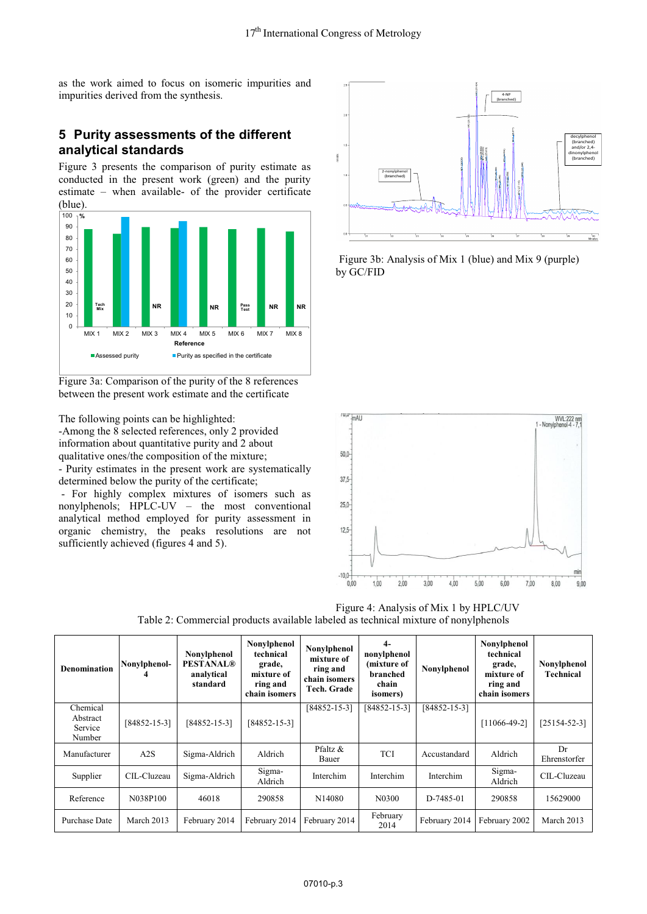as the work aimed to focus on isomeric impurities and impurities derived from the synthesis.

## 5 Purity assessments of the different analytical standards

Figure 3 presents the comparison of purity estimate as conducted in the present work (green) and the purity estimate – when available- of the provider certificate (blue).

Figure 3a: Comparison of the purity of the 8 references between the present work estimate and the certificate

The following points can be highlighted:

-Among the 8 selected references, only 2 provided information about quantitative purity and 2 about qualitative ones/the composition of the mixture;

- Purity estimates in the present work are systematically determined below the purity of the certificate;

- For highly complex mixtures of isomers such as nonylphenols; HPLC-UV – the most conventional analytical method employed for purity assessment in organic chemistry, the peaks resolutions are not sufficiently achieved (figures 4 and 5).

Figure 3b: Analysis of Mix 1 (blue) and Mix 9 (purple) by GC/FID

Figure 4: Analysis of Mix 1 by HPLC/UV

Table 2: Commercial products available labeled as technical mixture of nonylphenols

| Denomination | Nonylphenol-4 | Nonylphenol PESTANAL® analytical standard | Nonylphenol technical grade, mixture of ring and chain isomers | Nonylphenol mixture of ring and chain isomers Tech. Grade | 4-nonylphenol (mixture of branched chain isomers) | Nonylphenol | Nonylphenol technical grade, mixture of ring and chain isomers | Nonylphenol Technical |
|---|---|---|---|---|---|---|---|---|
| Chemical Abstract Service Number | [84852-15-3] | [84852-15-3] | [84852-15-3] | [84852-15-3] | [84852-15-3] | [84852-15-3] | [11066-49-2] | [25154-52-3] |
| Manufacturer | A2S | Sigma-Aldrich | Aldrich | Pfaltz & Bauer | TCI | Accustandard | Aldrich | Dr Ehrenstorfer |
| Supplier | CIL-Cluzeau | Sigma-Aldrich | Sigma-Aldrich | Interchim | Interchim | Interchim | Sigma-Aldrich | CIL-Cluzeau |
| Reference | N038P100 | 46018 | 290858 | N14080 | N0300 | D-7485-01 | 290858 | 15629000 |
| Purchase Date | March 2013 | February 2014 | February 2014 | February 2014 | February 2014 | February 2014 | February 2002 | March 2013 |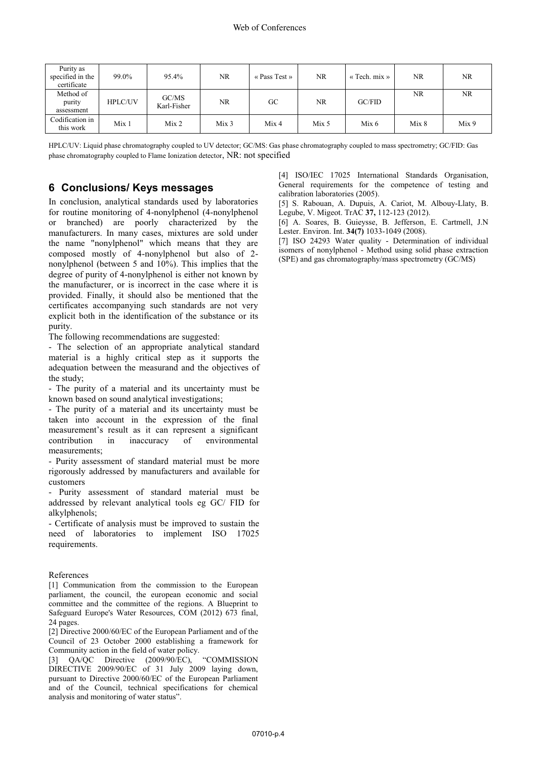| | | | | | | | | |
|---|---|---|---|---|---|---|---|---|
| Purity as specified in the certificate | 99.0% | 95.4% | NR | « Pass Test » | NR | « Tech. mix » | NR | NR |
| Method of purity assessment | HPLC/UV | GC/MS Karl-Fisher | NR | GC | NR | GC/FID | NR | NR |
| Codification in this work | Mix 1 | Mix 2 | Mix 3 | Mix 4 | Mix 5 | Mix 6 | Mix 8 | Mix 9 |

HPLC/UV: Liquid phase chromatography coupled to UV detector; GC/MS: Gas phase chromatography coupled to mass spectrometry; GC/FID: Gas phase chromatography coupled to Flame Ionization detector, NR: not specified

## 6 Conclusions/ Keys messages

In conclusion, analytical standards used by laboratories for routine monitoring of 4-nonylphenol (4-nonylphenol or branched) are poorly characterized by the manufacturers. In many cases, mixtures are sold under the name "nonylphenol" which means that they are composed mostly of 4-nonylphenol but also of 2-nonylphenol (between 5 and 10%). This implies that the degree of purity of 4-nonylphenol is either not known by the manufacturer, or is incorrect in the case where it is provided. Finally, it should also be mentioned that the certificates accompanying such standards are not very explicit both in the identification of the substance or its purity.

The following recommendations are suggested:

- The selection of an appropriate analytical standard material is a highly critical step as it supports the adequation between the measurand and the objectives of the study;
- The purity of a material and its uncertainty must be known based on sound analytical investigations;
- The purity of a material and its uncertainty must be taken into account in the expression of the final measurement's result as it can represent a significant contribution in inaccuracy of environmental measurements;
- Purity assessment of standard material must be more rigorously addressed by manufacturers and available for customers
- Purity assessment of standard material must be addressed by relevant analytical tools eg GC/ FID for alkylphenols;
- Certificate of analysis must be improved to sustain the need of laboratories to implement ISO 17025 requirements.

References

[1] Communication from the commission to the European parliament, the council, the european economic and social committee and the committee of the regions. A Blueprint to Safeguard Europe's Water Resources, COM (2012) 673 final, 24 pages.

[2] Directive 2000/60/EC of the European Parliament and of the Council of 23 October 2000 establishing a framework for Community action in the field of water policy.

[3] QA/QC Directive (2009/90/EC), "COMMISSION DIRECTIVE 2009/90/EC of 31 July 2009 laying down, pursuant to Directive 2000/60/EC of the European Parliament and of the Council, technical specifications for chemical analysis and monitoring of water status".

[4] ISO/IEC 17025 International Standards Organisation, General requirements for the competence of testing and calibration laboratories (2005).

[5] S. Rabouan, A. Dupuis, A. Cariot, M. Albouy-Llaty, B. Legube, V. Migeot. TrAC **37,** 112-123 (2012).

[6] A. Soares, B. Guieysse, B. Jefferson, E. Cartmell, J.N Lester. Environ. Int. **34(7)** 1033-1049 (2008).

[7] ISO 24293 Water quality - Determination of individual isomers of nonylphenol - Method using solid phase extraction (SPE) and gas chromatography/mass spectrometry (GC/MS)